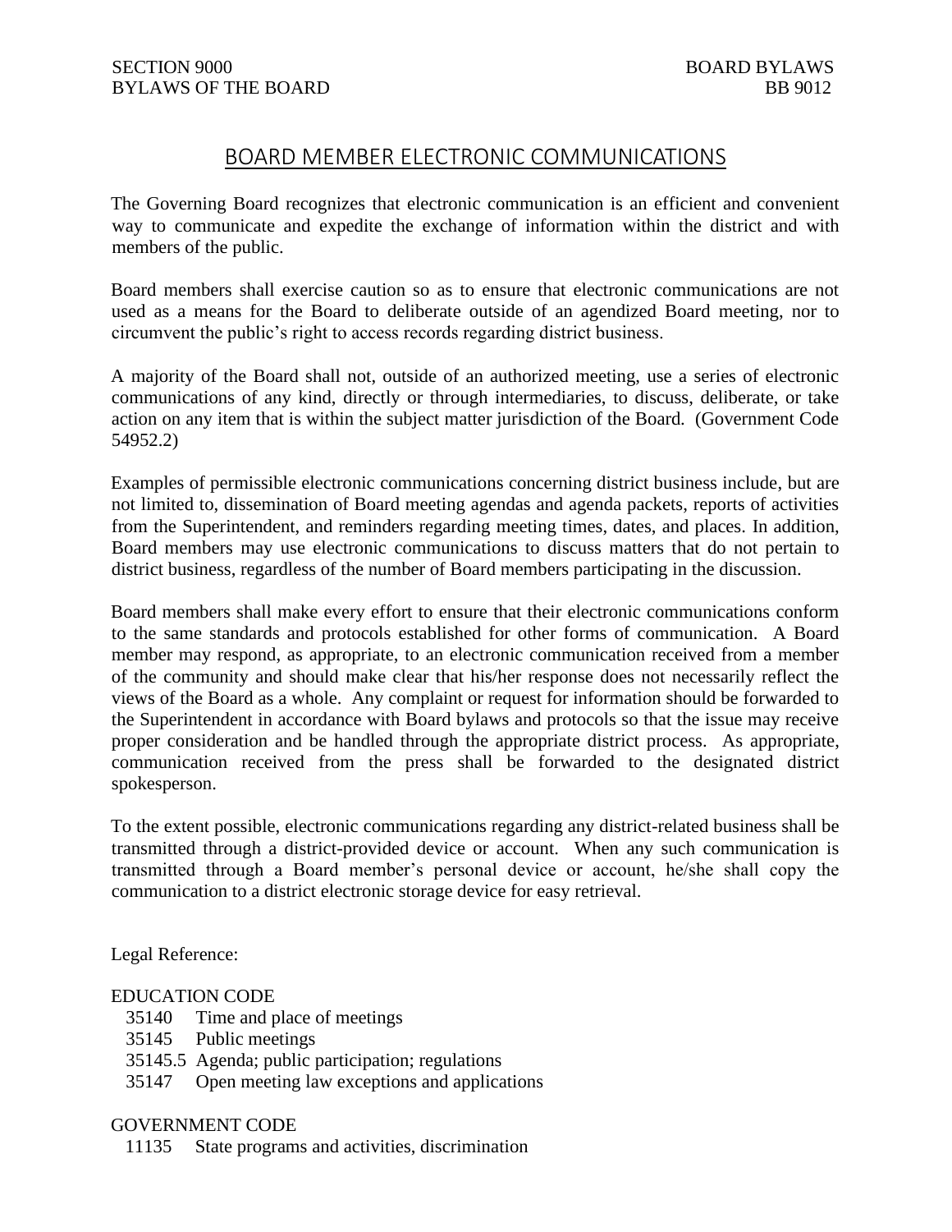SECTION 9000 BOARD BYLAWS
BYLAWS OF THE BOARD BB 9012

# BOARD MEMBER ELECTRONIC COMMUNICATIONS

The Governing Board recognizes that electronic communication is an efficient and convenient way to communicate and expedite the exchange of information within the district and with members of the public.

Board members shall exercise caution so as to ensure that electronic communications are not used as a means for the Board to deliberate outside of an agendized Board meeting, nor to circumvent the public's right to access records regarding district business.

A majority of the Board shall not, outside of an authorized meeting, use a series of electronic communications of any kind, directly or through intermediaries, to discuss, deliberate, or take action on any item that is within the subject matter jurisdiction of the Board. (Government Code 54952.2)

Examples of permissible electronic communications concerning district business include, but are not limited to, dissemination of Board meeting agendas and agenda packets, reports of activities from the Superintendent, and reminders regarding meeting times, dates, and places. In addition, Board members may use electronic communications to discuss matters that do not pertain to district business, regardless of the number of Board members participating in the discussion.

Board members shall make every effort to ensure that their electronic communications conform to the same standards and protocols established for other forms of communication. A Board member may respond, as appropriate, to an electronic communication received from a member of the community and should make clear that his/her response does not necessarily reflect the views of the Board as a whole. Any complaint or request for information should be forwarded to the Superintendent in accordance with Board bylaws and protocols so that the issue may receive proper consideration and be handled through the appropriate district process. As appropriate, communication received from the press shall be forwarded to the designated district spokesperson.

To the extent possible, electronic communications regarding any district-related business shall be transmitted through a district-provided device or account. When any such communication is transmitted through a Board member's personal device or account, he/she shall copy the communication to a district electronic storage device for easy retrieval.

Legal Reference:

EDUCATION CODE
- 35140 Time and place of meetings
- 35145 Public meetings
- 35145.5 Agenda; public participation; regulations
- 35147 Open meeting law exceptions and applications

GOVERNMENT CODE
- 11135 State programs and activities, discrimination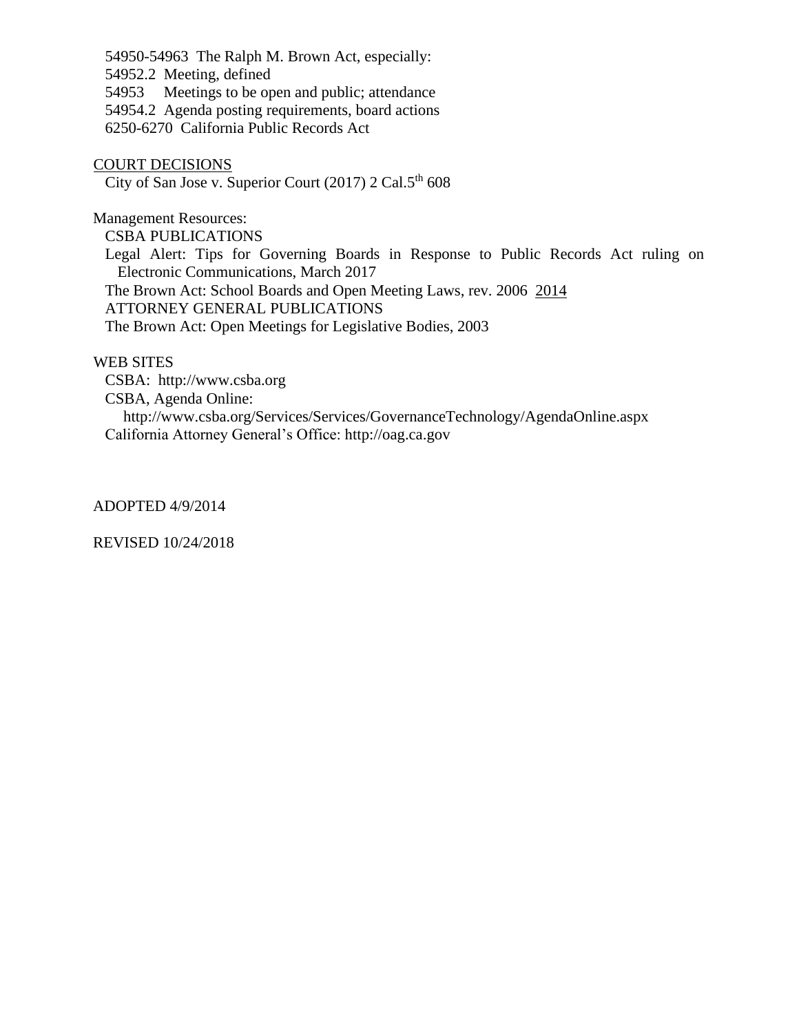54950-54963 The Ralph M. Brown Act, especially:
54952.2 Meeting, defined
54953 Meetings to be open and public; attendance
54954.2 Agenda posting requirements, board actions
6250-6270 California Public Records Act

COURT DECISIONS

City of San Jose v. Superior Court (2017) 2 Cal.5th 608

Management Resources:

CSBA PUBLICATIONS

Legal Alert: Tips for Governing Boards in Response to Public Records Act ruling on Electronic Communications, March 2017

The Brown Act: School Boards and Open Meeting Laws, rev. 2006 2014

ATTORNEY GENERAL PUBLICATIONS

The Brown Act: Open Meetings for Legislative Bodies, 2003

WEB SITES

CSBA: http://www.csba.org

CSBA, Agenda Online:
http://www.csba.org/Services/Services/GovernanceTechnology/AgendaOnline.aspx

California Attorney General's Office: http://oag.ca.gov

ADOPTED 4/9/2014

REVISED 10/24/2018